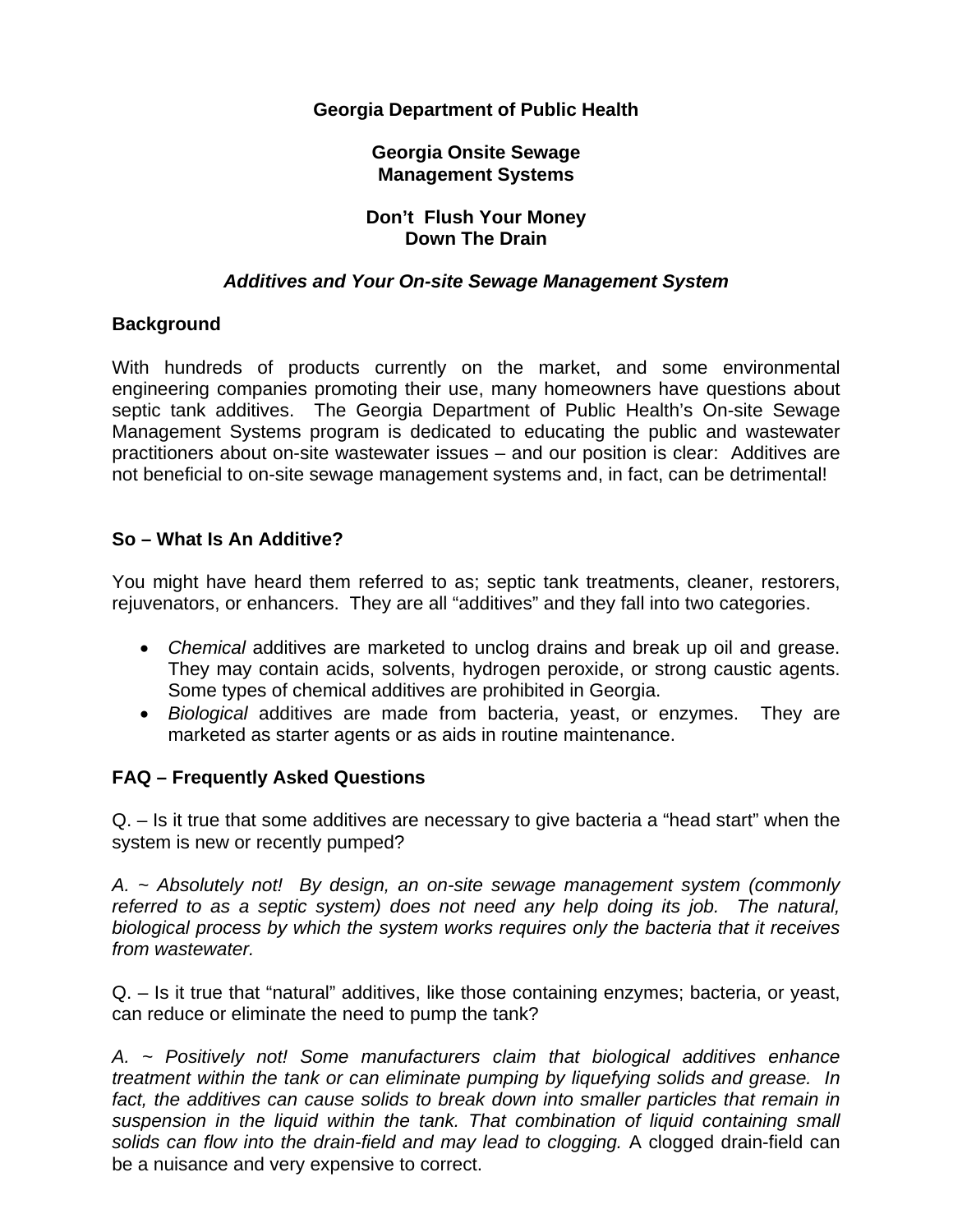**Georgia Department of Public Health**

**Georgia Onsite Sewage Management Systems**

**Don't Flush Your Money Down The Drain**

***Additives and Your On-site Sewage Management System***

## Background

With hundreds of products currently on the market, and some environmental engineering companies promoting their use, many homeowners have questions about septic tank additives. The Georgia Department of Public Health's On-site Sewage Management Systems program is dedicated to educating the public and wastewater practitioners about on-site wastewater issues – and our position is clear: Additives are not beneficial to on-site sewage management systems and, in fact, can be detrimental!

## So – What Is An Additive?

You might have heard them referred to as; septic tank treatments, cleaner, restorers, rejuvenators, or enhancers. They are all "additives" and they fall into two categories.

- *Chemical* additives are marketed to unclog drains and break up oil and grease. They may contain acids, solvents, hydrogen peroxide, or strong caustic agents. Some types of chemical additives are prohibited in Georgia.
- *Biological* additives are made from bacteria, yeast, or enzymes. They are marketed as starter agents or as aids in routine maintenance.

## FAQ – Frequently Asked Questions

Q. – Is it true that some additives are necessary to give bacteria a "head start" when the system is new or recently pumped?

*A. ~ Absolutely not! By design, an on-site sewage management system (commonly referred to as a septic system) does not need any help doing its job. The natural, biological process by which the system works requires only the bacteria that it receives from wastewater.*

Q. – Is it true that "natural" additives, like those containing enzymes; bacteria, or yeast, can reduce or eliminate the need to pump the tank?

*A. ~ Positively not! Some manufacturers claim that biological additives enhance treatment within the tank or can eliminate pumping by liquefying solids and grease. In fact, the additives can cause solids to break down into smaller particles that remain in suspension in the liquid within the tank. That combination of liquid containing small solids can flow into the drain-field and may lead to clogging.* A clogged drain-field can be a nuisance and very expensive to correct.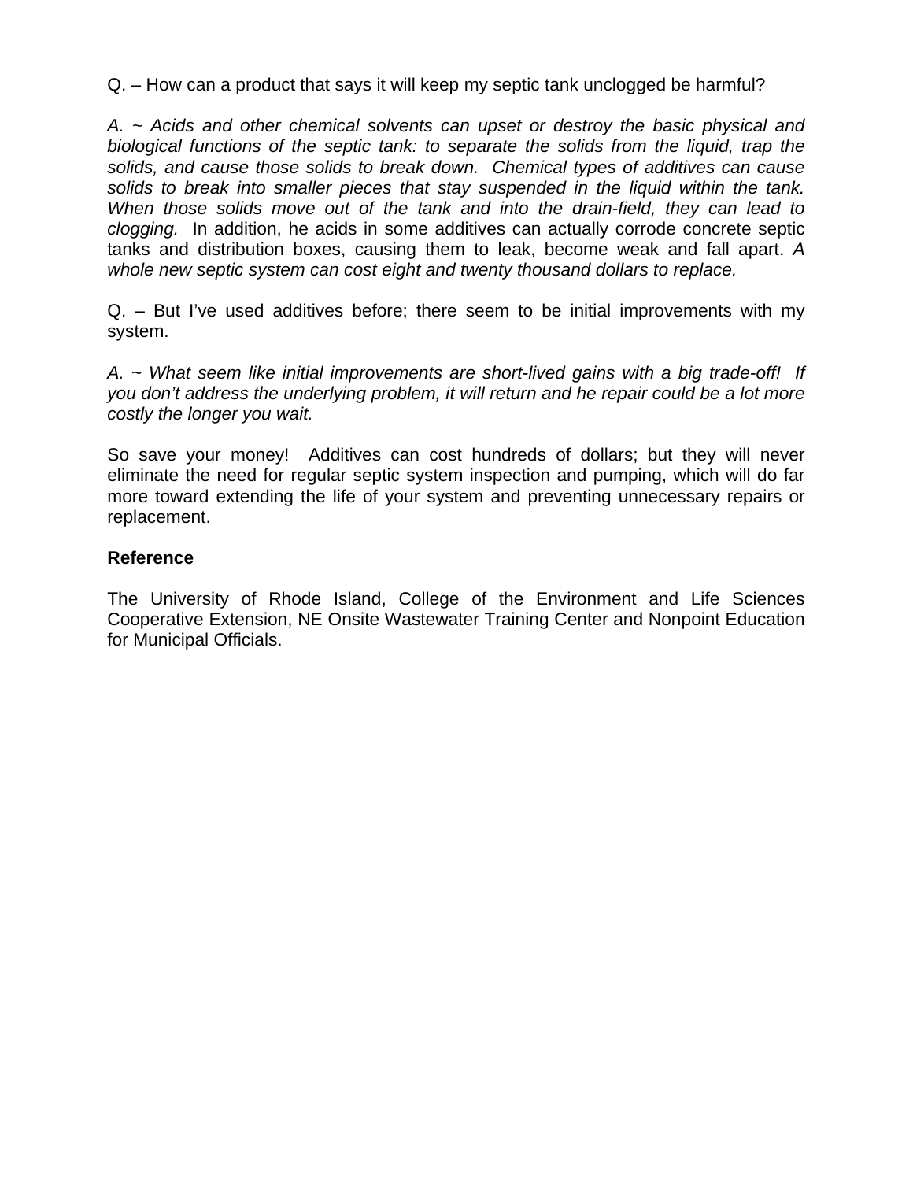Q. – How can a product that says it will keep my septic tank unclogged be harmful?

*A. ~ Acids and other chemical solvents can upset or destroy the basic physical and biological functions of the septic tank: to separate the solids from the liquid, trap the solids, and cause those solids to break down. Chemical types of additives can cause solids to break into smaller pieces that stay suspended in the liquid within the tank. When those solids move out of the tank and into the drain-field, they can lead to clogging.* In addition, he acids in some additives can actually corrode concrete septic tanks and distribution boxes, causing them to leak, become weak and fall apart. *A whole new septic system can cost eight and twenty thousand dollars to replace.*

Q. – But I've used additives before; there seem to be initial improvements with my system.

*A. ~ What seem like initial improvements are short-lived gains with a big trade-off! If you don't address the underlying problem, it will return and he repair could be a lot more costly the longer you wait.*

So save your money! Additives can cost hundreds of dollars; but they will never eliminate the need for regular septic system inspection and pumping, which will do far more toward extending the life of your system and preventing unnecessary repairs or replacement.

**Reference**

The University of Rhode Island, College of the Environment and Life Sciences Cooperative Extension, NE Onsite Wastewater Training Center and Nonpoint Education for Municipal Officials.